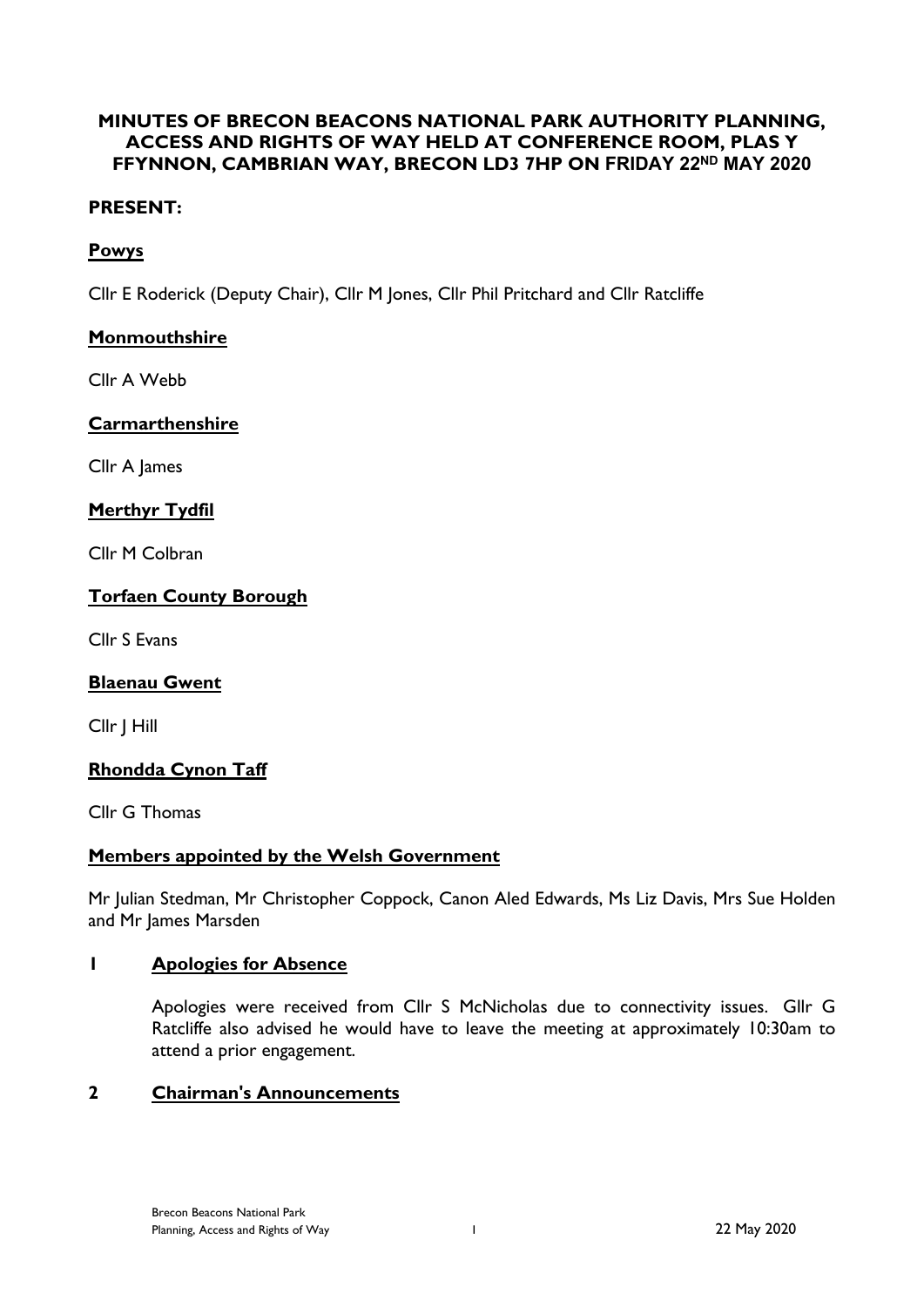# MINUTES OF BRECON BEACONS NATIONAL PARK AUTHORITY PLANNING, ACCESS AND RIGHTS OF WAY HELD AT CONFERENCE ROOM, PLAS Y FFYNNON, CAMBRIAN WAY, BRECON LD3 7HP ON FRIDAY 22ND MAY 2020

## PRESENT:

### Powys

Cllr E Roderick (Deputy Chair), Cllr M Jones, Cllr Phil Pritchard and Cllr Ratcliffe

### Monmouthshire

Cllr A Webb

### Carmarthenshire

Cllr A James

### Merthyr Tydfil

Cllr M Colbran

### Torfaen County Borough

Cllr S Evans

### Blaenau Gwent

Cllr J Hill

### Rhondda Cynon Taff

Cllr G Thomas

### Members appointed by the Welsh Government

Mr Julian Stedman, Mr Christopher Coppock, Canon Aled Edwards, Ms Liz Davis, Mrs Sue Holden and Mr James Marsden

## 1 Apologies for Absence

Apologies were received from Cllr S McNicholas due to connectivity issues. Gllr G Ratcliffe also advised he would have to leave the meeting at approximately 10:30am to attend a prior engagement.

## 2 Chairman's Announcements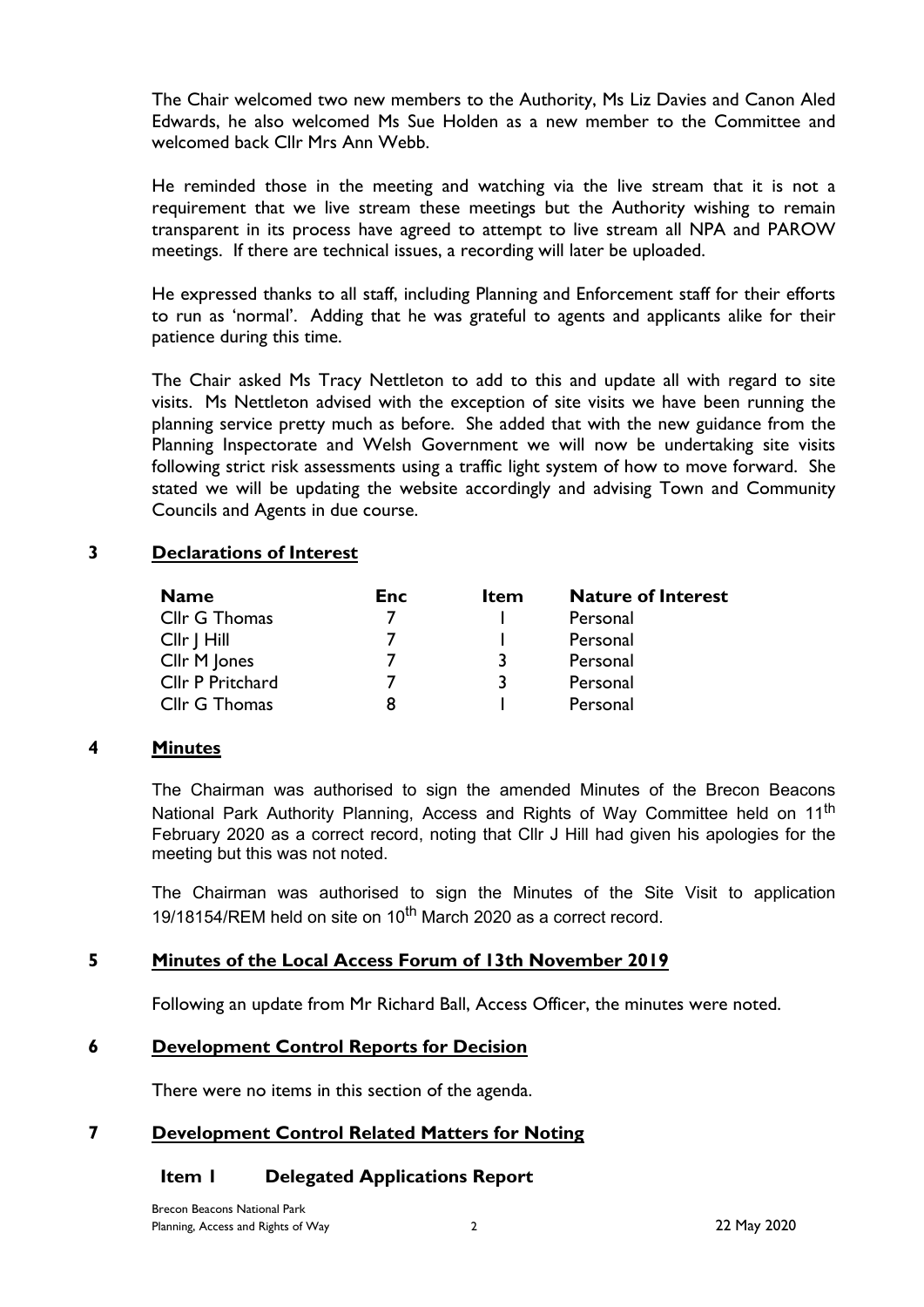The Chair welcomed two new members to the Authority, Ms Liz Davies and Canon Aled Edwards, he also welcomed Ms Sue Holden as a new member to the Committee and welcomed back Cllr Mrs Ann Webb.

He reminded those in the meeting and watching via the live stream that it is not a requirement that we live stream these meetings but the Authority wishing to remain transparent in its process have agreed to attempt to live stream all NPA and PAROW meetings. If there are technical issues, a recording will later be uploaded.

He expressed thanks to all staff, including Planning and Enforcement staff for their efforts to run as 'normal'. Adding that he was grateful to agents and applicants alike for their patience during this time.

The Chair asked Ms Tracy Nettleton to add to this and update all with regard to site visits. Ms Nettleton advised with the exception of site visits we have been running the planning service pretty much as before. She added that with the new guidance from the Planning Inspectorate and Welsh Government we will now be undertaking site visits following strict risk assessments using a traffic light system of how to move forward. She stated we will be updating the website accordingly and advising Town and Community Councils and Agents in due course.

## 3 Declarations of Interest

| Name | Enc | Item | Nature of Interest |
|---|---|---|---|
| Cllr G Thomas | 7 | 1 | Personal |
| Cllr J Hill | 7 | 1 | Personal |
| Cllr M Jones | 7 | 3 | Personal |
| Cllr P Pritchard | 7 | 3 | Personal |
| Cllr G Thomas | 8 | 1 | Personal |

## 4 Minutes

The Chairman was authorised to sign the amended Minutes of the Brecon Beacons National Park Authority Planning, Access and Rights of Way Committee held on 11th February 2020 as a correct record, noting that Cllr J Hill had given his apologies for the meeting but this was not noted.

The Chairman was authorised to sign the Minutes of the Site Visit to application 19/18154/REM held on site on 10th March 2020 as a correct record.

## 5 Minutes of the Local Access Forum of 13th November 2019

Following an update from Mr Richard Ball, Access Officer, the minutes were noted.

## 6 Development Control Reports for Decision

There were no items in this section of the agenda.

## 7 Development Control Related Matters for Noting

### Item 1 Delegated Applications Report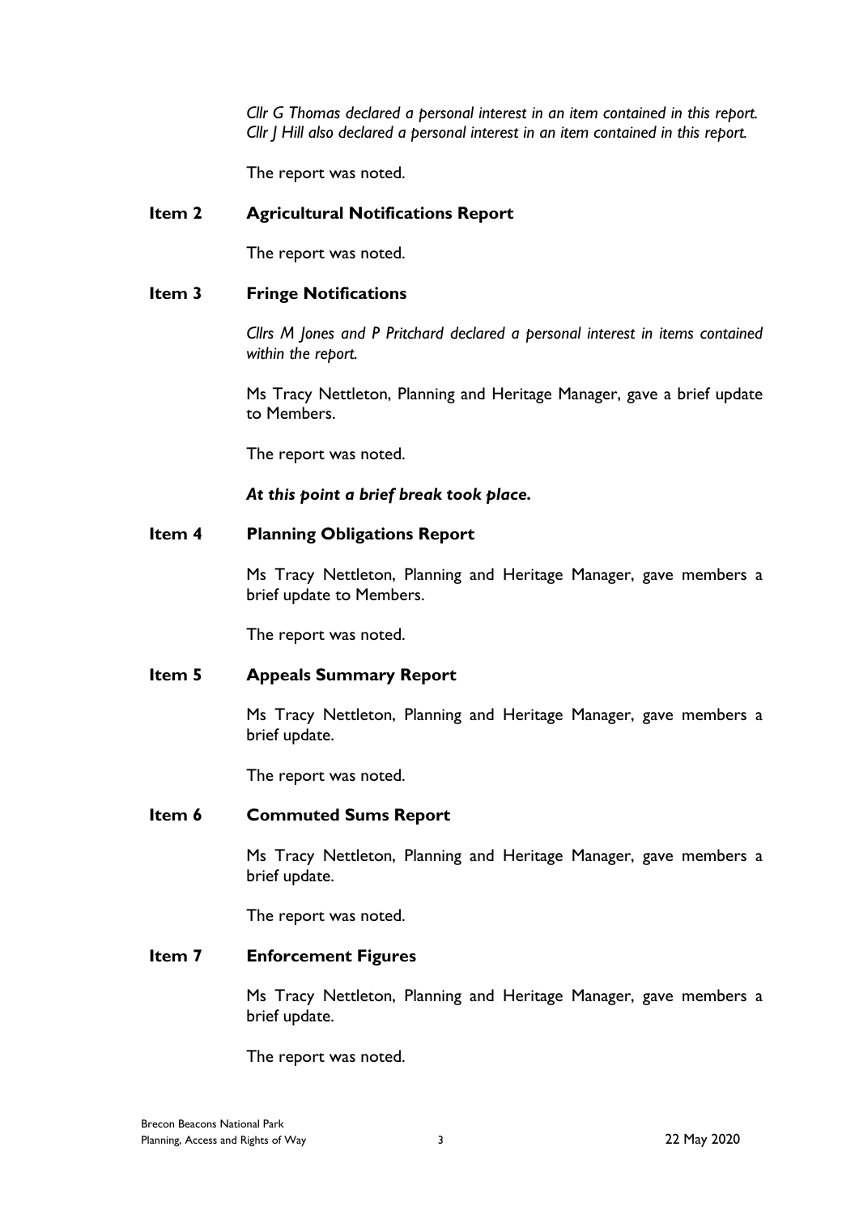*Cllr G Thomas declared a personal interest in an item contained in this report. Cllr J Hill also declared a personal interest in an item contained in this report.*

The report was noted.

**Item 2 Agricultural Notifications Report**

The report was noted.

**Item 3 Fringe Notifications**

*Cllrs M Jones and P Pritchard declared a personal interest in items contained within the report.*

Ms Tracy Nettleton, Planning and Heritage Manager, gave a brief update to Members.

The report was noted.

***At this point a brief break took place.***

**Item 4 Planning Obligations Report**

Ms Tracy Nettleton, Planning and Heritage Manager, gave members a brief update to Members.

The report was noted.

**Item 5 Appeals Summary Report**

Ms Tracy Nettleton, Planning and Heritage Manager, gave members a brief update.

The report was noted.

**Item 6 Commuted Sums Report**

Ms Tracy Nettleton, Planning and Heritage Manager, gave members a brief update.

The report was noted.

**Item 7 Enforcement Figures**

Ms Tracy Nettleton, Planning and Heritage Manager, gave members a brief update.

The report was noted.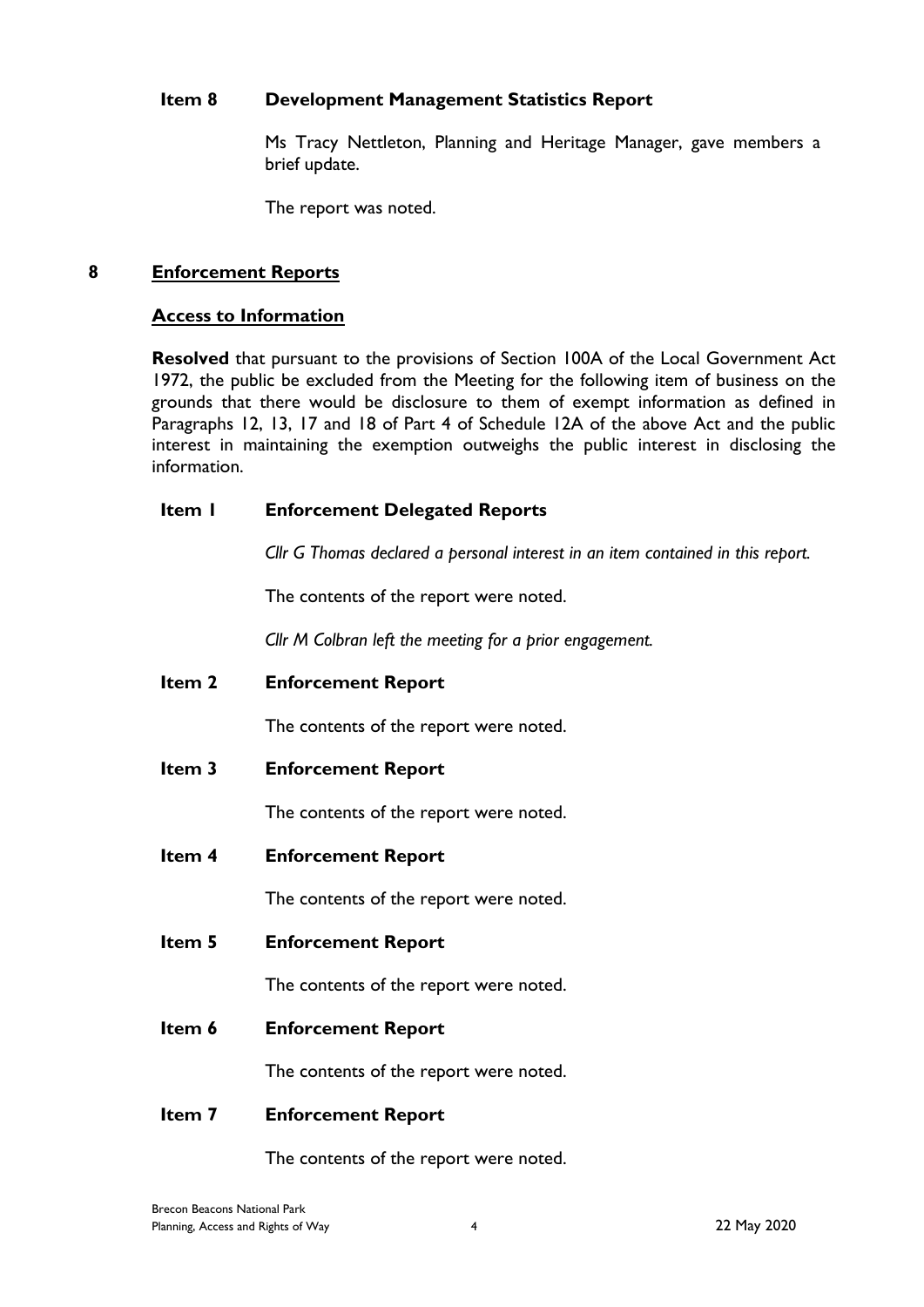**Item 8 Development Management Statistics Report**

Ms Tracy Nettleton, Planning and Heritage Manager, gave members a brief update.

The report was noted.

## 8 Enforcement Reports

### Access to Information

**Resolved** that pursuant to the provisions of Section 100A of the Local Government Act 1972, the public be excluded from the Meeting for the following item of business on the grounds that there would be disclosure to them of exempt information as defined in Paragraphs 12, 13, 17 and 18 of Part 4 of Schedule 12A of the above Act and the public interest in maintaining the exemption outweighs the public interest in disclosing the information.

**Item 1 Enforcement Delegated Reports**

*Cllr G Thomas declared a personal interest in an item contained in this report.*

The contents of the report were noted.

*Cllr M Colbran left the meeting for a prior engagement.*

**Item 2 Enforcement Report**

The contents of the report were noted.

**Item 3 Enforcement Report**

The contents of the report were noted.

**Item 4 Enforcement Report**

The contents of the report were noted.

**Item 5 Enforcement Report**

The contents of the report were noted.

**Item 6 Enforcement Report**

The contents of the report were noted.

**Item 7 Enforcement Report**

The contents of the report were noted.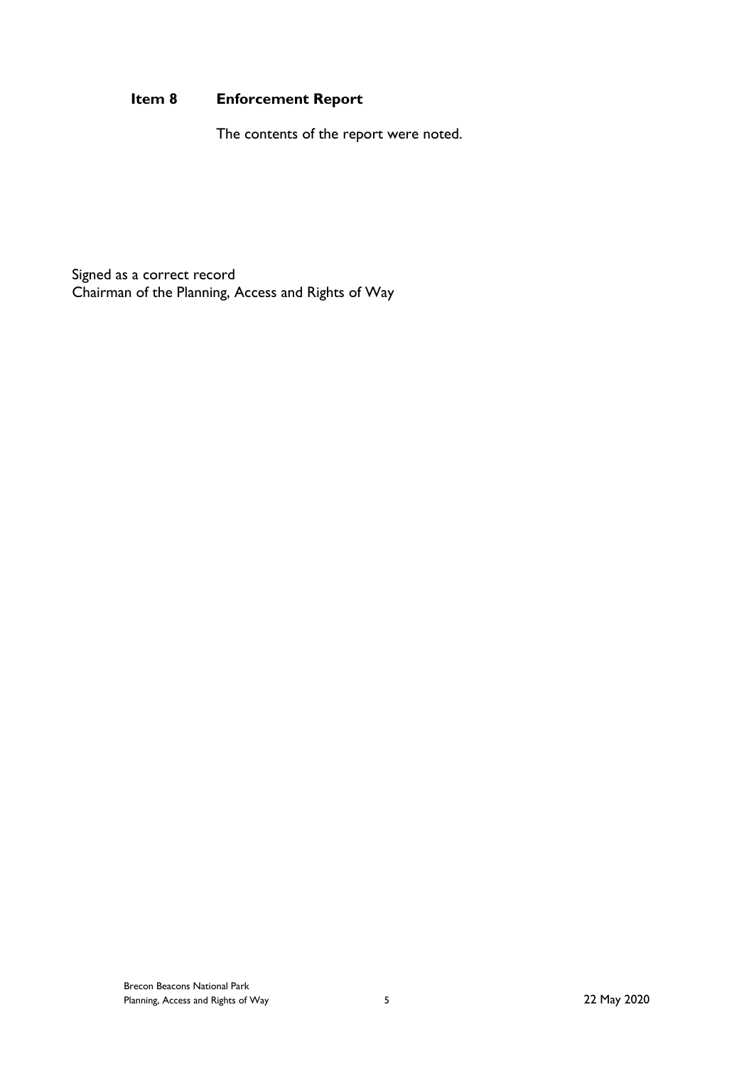**Item 8 Enforcement Report**

The contents of the report were noted.

Signed as a correct record
Chairman of the Planning, Access and Rights of Way